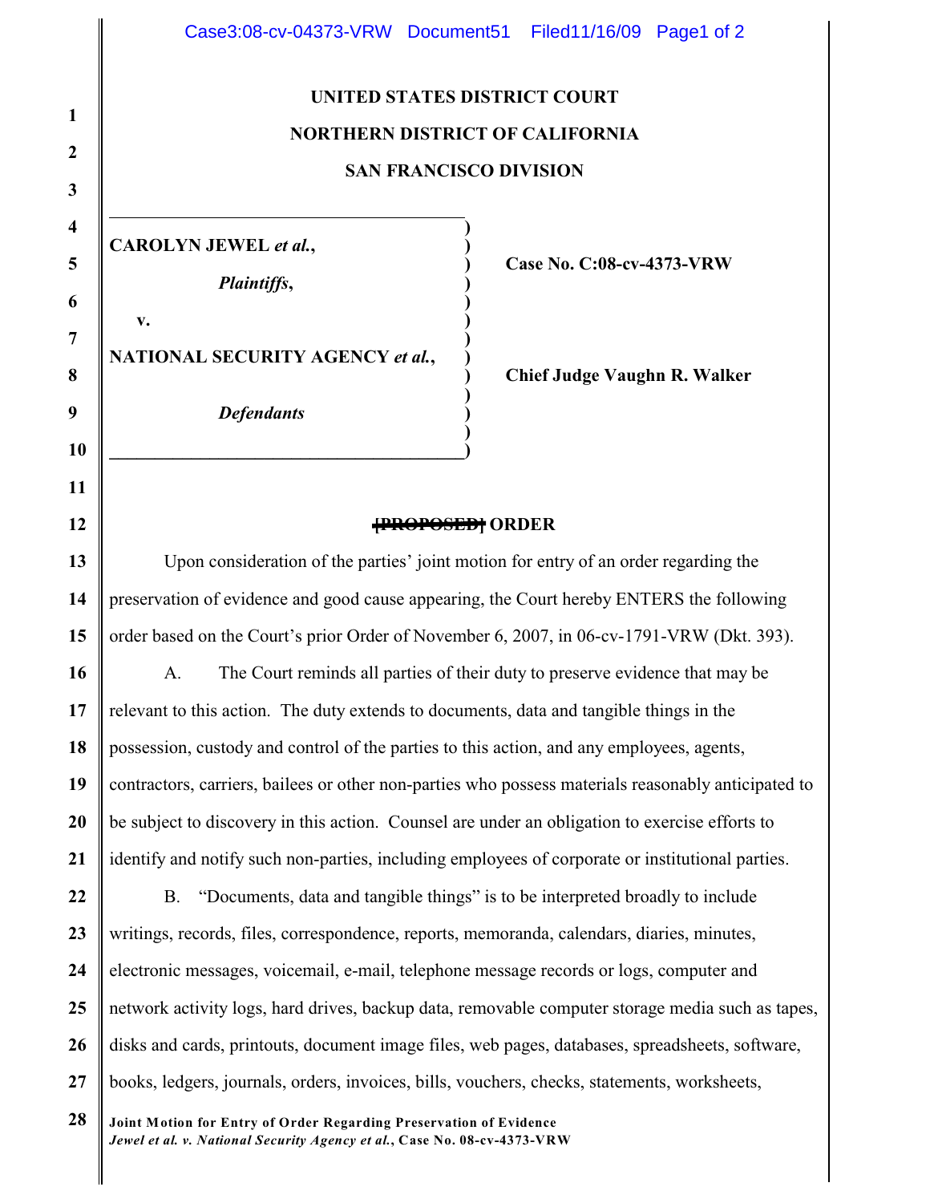**UNITED STATES DISTRICT COURT**

**NORTHERN DISTRICT OF CALIFORNIA**

**SAN FRANCISCO DIVISION**

| | |
|---|---|
| **CAROLYN JEWEL *et al.*,**<br><br>***Plaintiffs*,**<br><br>**v.**<br><br>**NATIONAL SECURITY AGENCY *et al.*,**<br><br>***Defendants*** | **Case No. C:08-cv-4373-VRW**<br><br>**Chief Judge Vaughn R. Walker** |

**~~[PROPOSED]~~ ORDER**

Upon consideration of the parties' joint motion for entry of an order regarding the preservation of evidence and good cause appearing, the Court hereby ENTERS the following order based on the Court's prior Order of November 6, 2007, in 06-cv-1791-VRW (Dkt. 393).

A. The Court reminds all parties of their duty to preserve evidence that may be relevant to this action. The duty extends to documents, data and tangible things in the possession, custody and control of the parties to this action, and any employees, agents, contractors, carriers, bailees or other non-parties who possess materials reasonably anticipated to be subject to discovery in this action. Counsel are under an obligation to exercise efforts to identify and notify such non-parties, including employees of corporate or institutional parties.

B. "Documents, data and tangible things" is to be interpreted broadly to include writings, records, files, correspondence, reports, memoranda, calendars, diaries, minutes, electronic messages, voicemail, e-mail, telephone message records or logs, computer and network activity logs, hard drives, backup data, removable computer storage media such as tapes, disks and cards, printouts, document image files, web pages, databases, spreadsheets, software, books, ledgers, journals, orders, invoices, bills, vouchers, checks, statements, worksheets,

**Joint Motion for Entry of Order Regarding Preservation of Evidence**
***Jewel et al. v. National Security Agency et al.*, Case No. 08-cv-4373-VRW**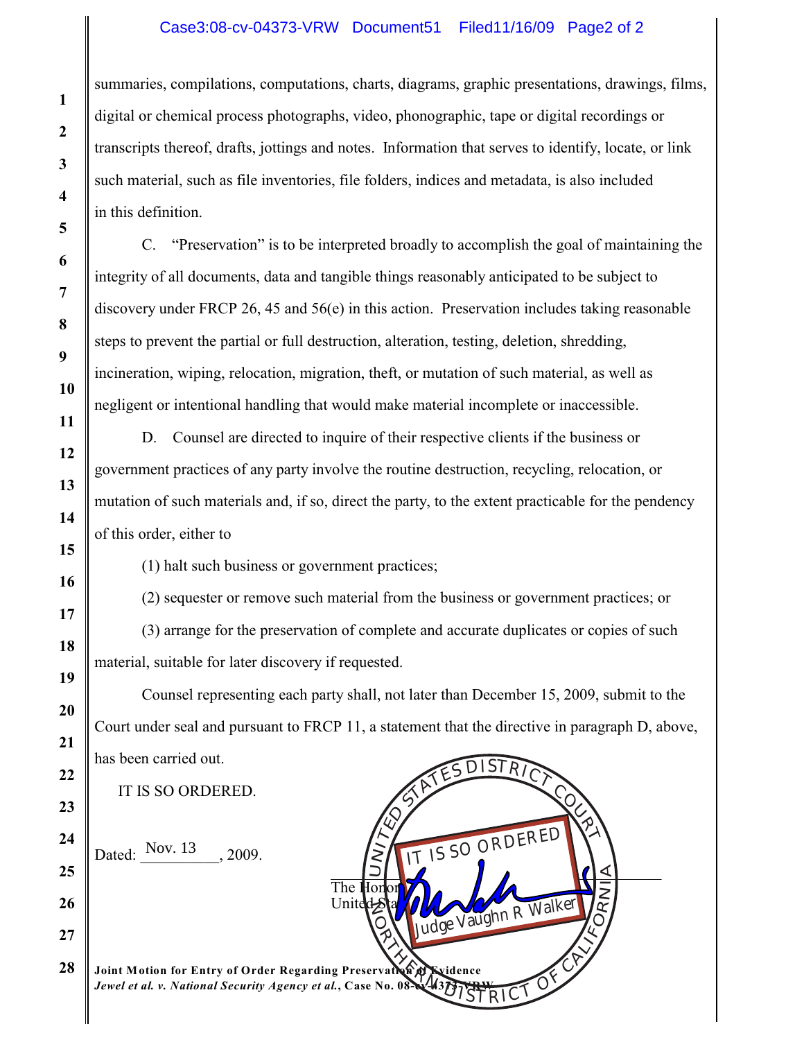summaries, compilations, computations, charts, diagrams, graphic presentations, drawings, films, digital or chemical process photographs, video, phonographic, tape or digital recordings or transcripts thereof, drafts, jottings and notes. Information that serves to identify, locate, or link such material, such as file inventories, file folders, indices and metadata, is also included in this definition.

C. "Preservation" is to be interpreted broadly to accomplish the goal of maintaining the integrity of all documents, data and tangible things reasonably anticipated to be subject to discovery under FRCP 26, 45 and 56(e) in this action. Preservation includes taking reasonable steps to prevent the partial or full destruction, alteration, testing, deletion, shredding, incineration, wiping, relocation, migration, theft, or mutation of such material, as well as negligent or intentional handling that would make material incomplete or inaccessible.

D. Counsel are directed to inquire of their respective clients if the business or government practices of any party involve the routine destruction, recycling, relocation, or mutation of such materials and, if so, direct the party, to the extent practicable for the pendency of this order, either to

(1) halt such business or government practices;

(2) sequester or remove such material from the business or government practices; or

(3) arrange for the preservation of complete and accurate duplicates or copies of such material, suitable for later discovery if requested.

Counsel representing each party shall, not later than December 15, 2009, submit to the Court under seal and pursuant to FRCP 11, a statement that the directive in paragraph D, above, has been carried out.

IT IS SO ORDERED.

Dated: Nov. 13, 2009.

UNITED STATES DISTRICT COURT — NORTHERN DISTRICT OF CALIFORNIA

IT IS SO ORDERED

Judge Vaughn R Walker

The Honorable Vaughn R Walker
United States District Judge

**Joint Motion for Entry of Order Regarding Preservation of Evidence**
***Jewel et al. v. National Security Agency et al.*****, Case No. 08-cv-4373-VRW**